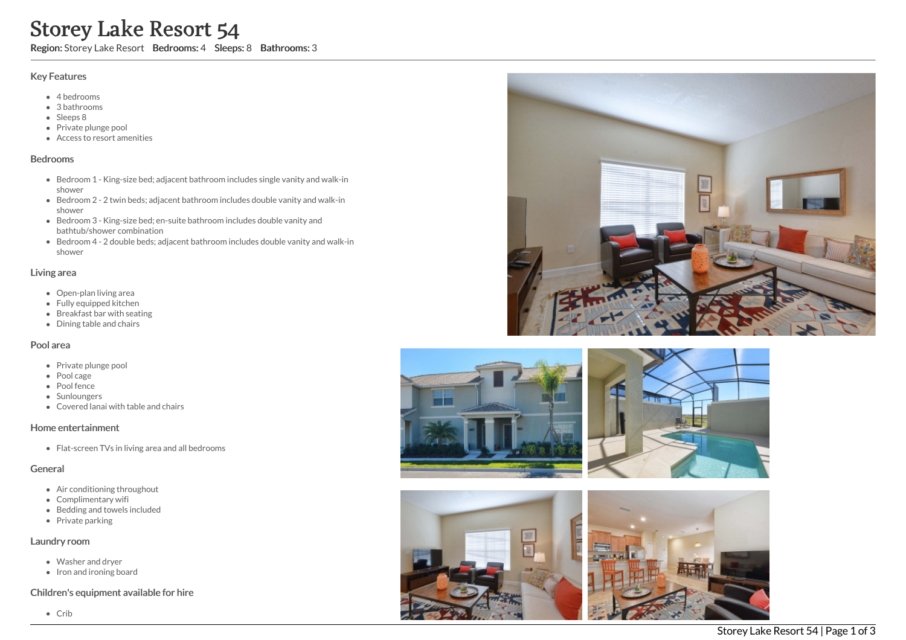# Storey Lake Resort 54

**Region:** Storey Lake Resort **Bedrooms:** 4 **Sleeps:** 8 **Bathrooms:** 3

## Key Features

- 4 bedrooms
- 3 bathrooms
- Sleeps 8
- Private plunge pool
- Access to resort amenities

## Bedrooms

- Bedroom 1 - King-size bed; adjacent bathroom includes single vanity and walk-in shower
- Bedroom 2 - 2 twin beds; adjacent bathroom includes double vanity and walk-in shower
- Bedroom 3 - King-size bed; en-suite bathroom includes double vanity and bathtub/shower combination
- Bedroom 4 - 2 double beds; adjacent bathroom includes double vanity and walk-in shower

## Living area

- Open-plan living area
- Fully equipped kitchen
- Breakfast bar with seating
- Dining table and chairs

## Pool area

- Private plunge pool
- Pool cage
- Pool fence
- Sunloungers
- Covered lanai with table and chairs

## Home entertainment

- Flat-screen TVs in living area and all bedrooms

## General

- Air conditioning throughout
- Complimentary wifi
- Bedding and towels included
- Private parking

## Laundry room

- Washer and dryer
- Iron and ironing board

## Children's equipment available for hire

- Crib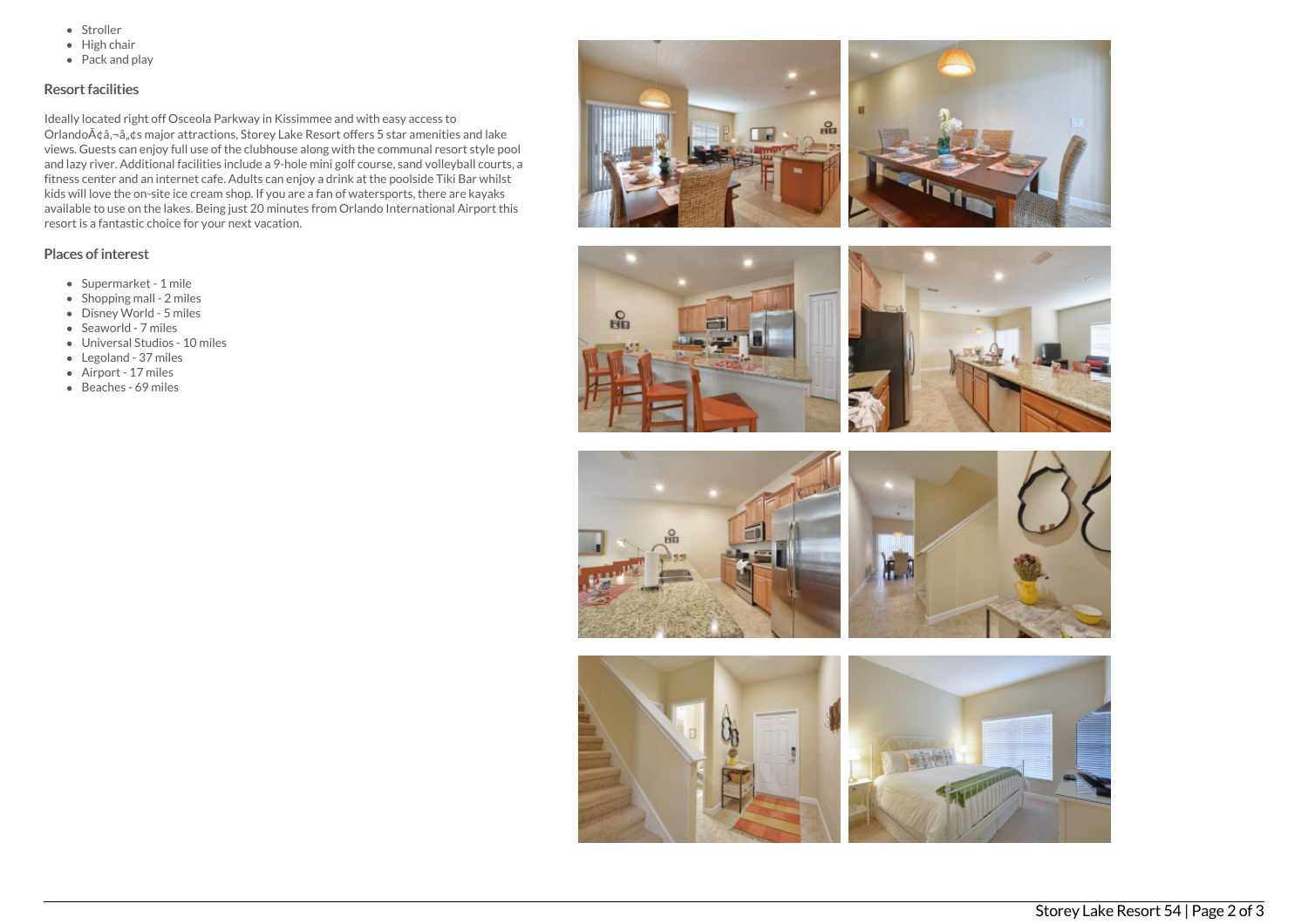- Stroller
- High chair
- Pack and play

## Resort facilities

Ideally located right off Osceola Parkway in Kissimmee and with easy access to OrlandoÃ¢â‚¬â„¢s major attractions, Storey Lake Resort offers 5 star amenities and lake views. Guests can enjoy full use of the clubhouse along with the communal resort style pool and lazy river. Additional facilities include a 9-hole mini golf course, sand volleyball courts, a fitness center and an internet cafe. Adults can enjoy a drink at the poolside Tiki Bar whilst kids will love the on-site ice cream shop. If you are a fan of watersports, there are kayaks available to use on the lakes. Being just 20 minutes from Orlando International Airport this resort is a fantastic choice for your next vacation.

## Places of interest

- Supermarket - 1 mile
- Shopping mall - 2 miles
- Disney World - 5 miles
- Seaworld - 7 miles
- Universal Studios - 10 miles
- Legoland - 37 miles
- Airport - 17 miles
- Beaches - 69 miles